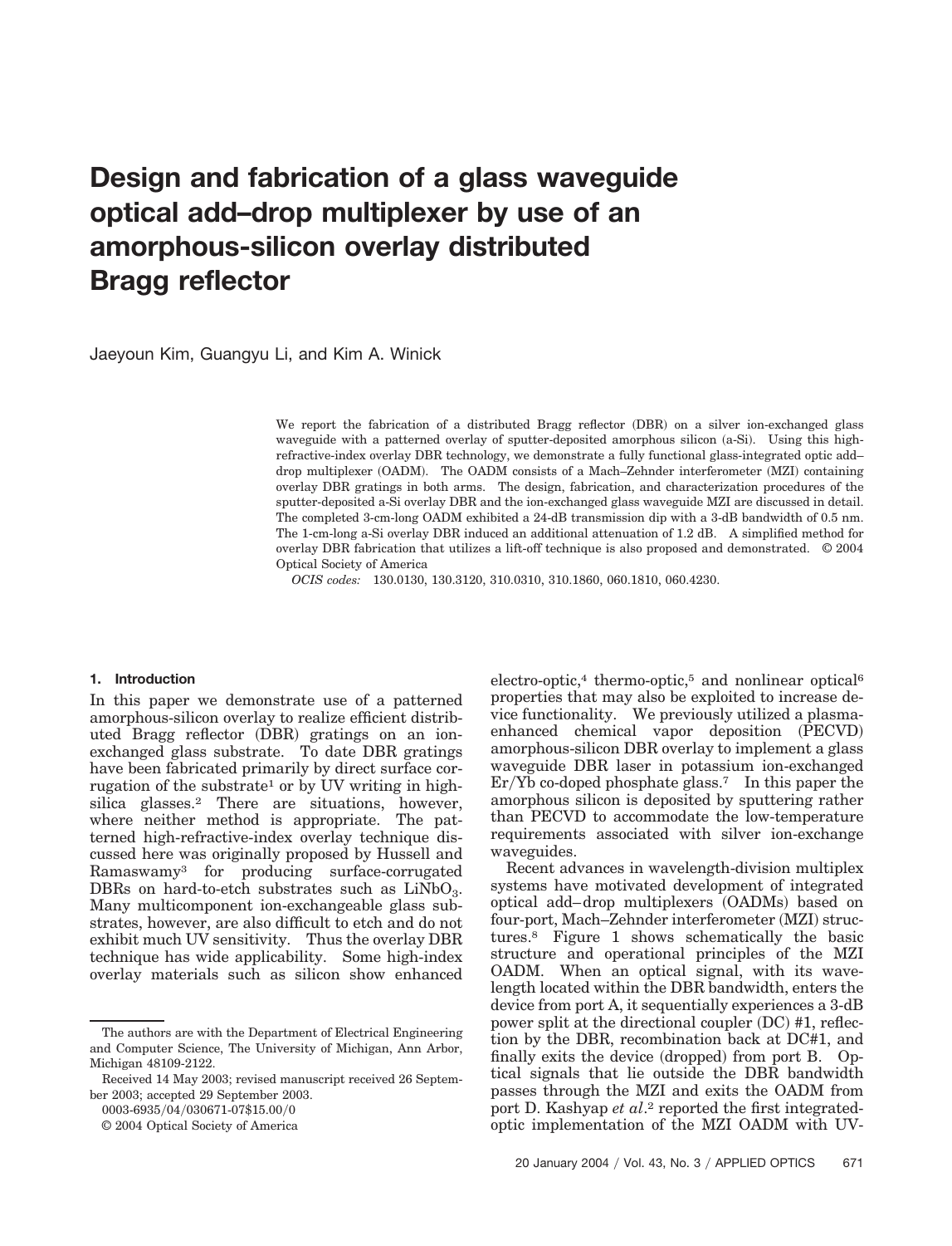# Design and fabrication of a glass waveguide optical add–drop multiplexer by use of an amorphous-silicon overlay distributed Bragg reflector

Jaeyoun Kim, Guangyu Li, and Kim A. Winick

We report the fabrication of a distributed Bragg reflector (DBR) on a silver ion-exchanged glass waveguide with a patterned overlay of sputter-deposited amorphous silicon (a-Si). Using this high-refractive-index overlay DBR technology, we demonstrate a fully functional glass-integrated optic add–drop multiplexer (OADM). The OADM consists of a Mach–Zehnder interferometer (MZI) containing overlay DBR gratings in both arms. The design, fabrication, and characterization procedures of the sputter-deposited a-Si overlay DBR and the ion-exchanged glass waveguide MZI are discussed in detail. The completed 3-cm-long OADM exhibited a 24-dB transmission dip with a 3-dB bandwidth of 0.5 nm. The 1-cm-long a-Si overlay DBR induced an additional attenuation of 1.2 dB. A simplified method for overlay DBR fabrication that utilizes a lift-off technique is also proposed and demonstrated. © 2004 Optical Society of America

*OCIS codes:* 130.0130, 130.3120, 310.0310, 310.1860, 060.1810, 060.4230.

## 1. Introduction

In this paper we demonstrate use of a patterned amorphous-silicon overlay to realize efficient distributed Bragg reflector (DBR) gratings on an ion-exchanged glass substrate. To date DBR gratings have been fabricated primarily by direct surface corrugation of the substrate[1] or by UV writing in high-silica glasses.[2] There are situations, however, where neither method is appropriate. The patterned high-refractive-index overlay technique discussed here was originally proposed by Hussell and Ramaswamy[3] for producing surface-corrugated DBRs on hard-to-etch substrates such as $LiNbO_3$. Many multicomponent ion-exchangeable glass substrates, however, are also difficult to etch and do not exhibit much UV sensitivity. Thus the overlay DBR technique has wide applicability. Some high-index overlay materials such as silicon show enhanced electro-optic,[4] thermo-optic,[5] and nonlinear optical[6] properties that may also be exploited to increase device functionality. We previously utilized a plasma-enhanced chemical vapor deposition (PECVD) amorphous-silicon DBR overlay to implement a glass waveguide DBR laser in potassium ion-exchanged Er/Yb co-doped phosphate glass.[7] In this paper the amorphous silicon is deposited by sputtering rather than PECVD to accommodate the low-temperature requirements associated with silver ion-exchange waveguides.

Recent advances in wavelength-division multiplex systems have motivated development of integrated optical add–drop multiplexers (OADMs) based on four-port, Mach–Zehnder interferometer (MZI) structures.[8] Figure 1 shows schematically the basic structure and operational principles of the MZI OADM. When an optical signal, with its wavelength located within the DBR bandwidth, enters the device from port A, it sequentially experiences a 3-dB power split at the directional coupler (DC) #1, reflection by the DBR, recombination back at DC#1, and finally exits the device (dropped) from port B. Optical signals that lie outside the DBR bandwidth passes through the MZI and exits the OADM from port D. Kashyap *et al*.[2] reported the first integrated-optic implementation of the MZI OADM with UV-

The authors are with the Department of Electrical Engineering and Computer Science, The University of Michigan, Ann Arbor, Michigan 48109-2122.

Received 14 May 2003; revised manuscript received 26 September 2003; accepted 29 September 2003.

0003-6935/04/030671-07$15.00/0

© 2004 Optical Society of America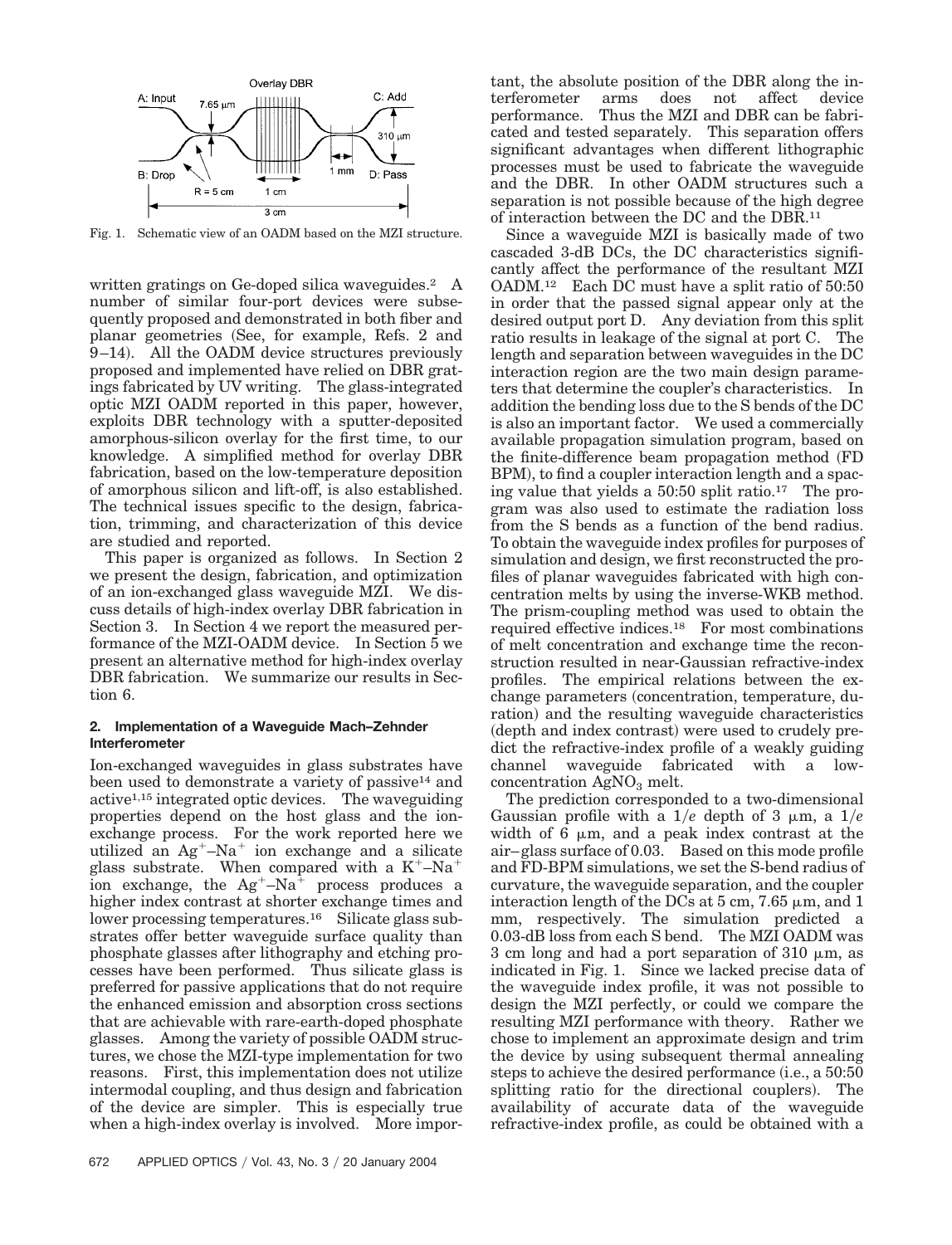Fig. 1. Schematic view of an OADM based on the MZI structure.

written gratings on Ge-doped silica waveguides.[2] A number of similar four-port devices were subsequently proposed and demonstrated in both fiber and planar geometries (See, for example, Refs. 2 and 9–14). All the OADM device structures previously proposed and implemented have relied on DBR gratings fabricated by UV writing. The glass-integrated optic MZI OADM reported in this paper, however, exploits DBR technology with a sputter-deposited amorphous-silicon overlay for the first time, to our knowledge. A simplified method for overlay DBR fabrication, based on the low-temperature deposition of amorphous silicon and lift-off, is also established. The technical issues specific to the design, fabrication, trimming, and characterization of this device are studied and reported.

This paper is organized as follows. In Section 2 we present the design, fabrication, and optimization of an ion-exchanged glass waveguide MZI. We discuss details of high-index overlay DBR fabrication in Section 3. In Section 4 we report the measured performance of the MZI-OADM device. In Section 5 we present an alternative method for high-index overlay DBR fabrication. We summarize our results in Section 6.

## 2. Implementation of a Waveguide Mach–Zehnder Interferometer

Ion-exchanged waveguides in glass substrates have been used to demonstrate a variety of passive[14] and active[1,15] integrated optic devices. The waveguiding properties depend on the host glass and the ion-exchange process. For the work reported here we utilized an $Ag^+$–$Na^+$ ion exchange and a silicate glass substrate. When compared with a $K^+$–$Na^+$ ion exchange, the $Ag^+$–$Na^+$ process produces a higher index contrast at shorter exchange times and lower processing temperatures.[16] Silicate glass substrates offer better waveguide surface quality than phosphate glasses after lithography and etching processes have been performed. Thus silicate glass is preferred for passive applications that do not require the enhanced emission and absorption cross sections that are achievable with rare-earth-doped phosphate glasses. Among the variety of possible OADM structures, we chose the MZI-type implementation for two reasons. First, this implementation does not utilize intermodal coupling, and thus design and fabrication of the device are simpler. This is especially true when a high-index overlay is involved. More important, the absolute position of the DBR along the interferometer arms does not affect device performance. Thus the MZI and DBR can be fabricated and tested separately. This separation offers significant advantages when different lithographic processes must be used to fabricate the waveguide and the DBR. In other OADM structures such a separation is not possible because of the high degree of interaction between the DC and the DBR.[11]

Since a waveguide MZI is basically made of two cascaded 3-dB DCs, the DC characteristics significantly affect the performance of the resultant MZI OADM.[12] Each DC must have a split ratio of 50:50 in order that the passed signal appear only at the desired output port D. Any deviation from this split ratio results in leakage of the signal at port C. The length and separation between waveguides in the DC interaction region are the two main design parameters that determine the coupler's characteristics. In addition the bending loss due to the S bends of the DC is also an important factor. We used a commercially available propagation simulation program, based on the finite-difference beam propagation method (FD BPM), to find a coupler interaction length and a spacing value that yields a 50:50 split ratio.[17] The program was also used to estimate the radiation loss from the S bends as a function of the bend radius. To obtain the waveguide index profiles for purposes of simulation and design, we first reconstructed the profiles of planar waveguides fabricated with high concentration melts by using the inverse-WKB method. The prism-coupling method was used to obtain the required effective indices.[18] For most combinations of melt concentration and exchange time the reconstruction resulted in near-Gaussian refractive-index profiles. The empirical relations between the exchange parameters (concentration, temperature, duration) and the resulting waveguide characteristics (depth and index contrast) were used to crudely predict the refractive-index profile of a weakly guiding channel waveguide fabricated with a low-concentration $AgNO_3$ melt.

The prediction corresponded to a two-dimensional Gaussian profile with a $1/e$ depth of 3 μm, a $1/e$ width of 6 μm, and a peak index contrast at the air–glass surface of 0.03. Based on this mode profile and FD-BPM simulations, we set the S-bend radius of curvature, the waveguide separation, and the coupler interaction length of the DCs at 5 cm, 7.65 μm, and 1 mm, respectively. The simulation predicted a 0.03-dB loss from each S bend. The MZI OADM was 3 cm long and had a port separation of 310 μm, as indicated in Fig. 1. Since we lacked precise data of the waveguide index profile, it was not possible to design the MZI perfectly, or could we compare the resulting MZI performance with theory. Rather we chose to implement an approximate design and trim the device by using subsequent thermal annealing steps to achieve the desired performance (i.e., a 50:50 splitting ratio for the directional couplers). The availability of accurate data of the waveguide refractive-index profile, as could be obtained with a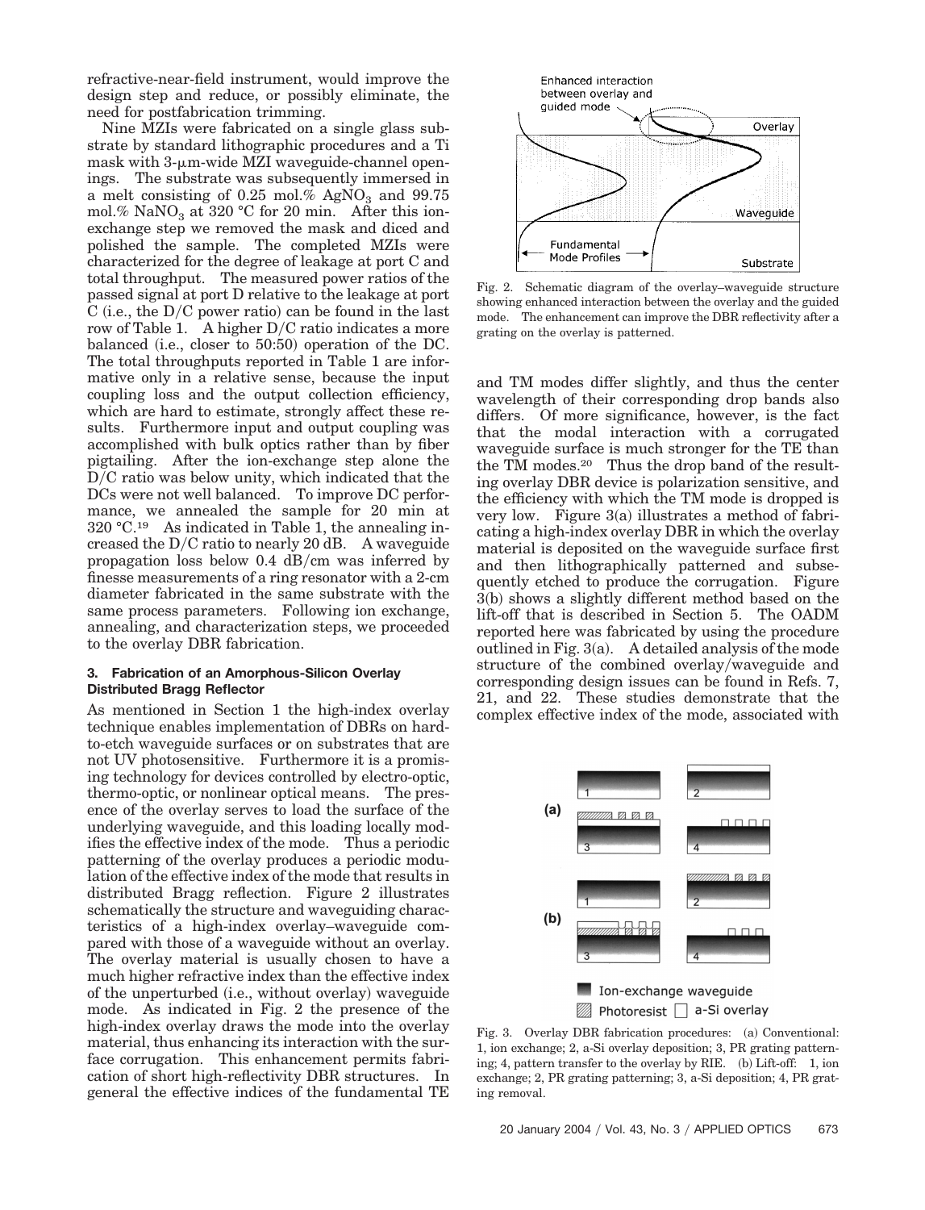refractive-near-field instrument, would improve the design step and reduce, or possibly eliminate, the need for postfabrication trimming.

Nine MZIs were fabricated on a single glass substrate by standard lithographic procedures and a Ti mask with 3-μm-wide MZI waveguide-channel openings. The substrate was subsequently immersed in a melt consisting of 0.25 mol.% $AgNO_3$ and 99.75 mol.% $NaNO_3$ at 320 °C for 20 min. After this ion-exchange step we removed the mask and diced and polished the sample. The completed MZIs were characterized for the degree of leakage at port C and total throughput. The measured power ratios of the passed signal at port D relative to the leakage at port C (i.e., the D/C power ratio) can be found in the last row of Table 1. A higher D/C ratio indicates a more balanced (i.e., closer to 50:50) operation of the DC. The total throughputs reported in Table 1 are informative only in a relative sense, because the input coupling loss and the output collection efficiency, which are hard to estimate, strongly affect these results. Furthermore input and output coupling was accomplished with bulk optics rather than by fiber pigtailing. After the ion-exchange step alone the D/C ratio was below unity, which indicated that the DCs were not well balanced. To improve DC performance, we annealed the sample for 20 min at 320 °C.[19] As indicated in Table 1, the annealing increased the D/C ratio to nearly 20 dB. A waveguide propagation loss below 0.4 dB/cm was inferred by finesse measurements of a ring resonator with a 2-cm diameter fabricated in the same substrate with the same process parameters. Following ion exchange, annealing, and characterization steps, we proceeded to the overlay DBR fabrication.

### 3. Fabrication of an Amorphous-Silicon Overlay Distributed Bragg Reflector

As mentioned in Section 1 the high-index overlay technique enables implementation of DBRs on hard-to-etch waveguide surfaces or on substrates that are not UV photosensitive. Furthermore it is a promising technology for devices controlled by electro-optic, thermo-optic, or nonlinear optical means. The presence of the overlay serves to load the surface of the underlying waveguide, and this loading locally modifies the effective index of the mode. Thus a periodic patterning of the overlay produces a periodic modulation of the effective index of the mode that results in distributed Bragg reflection. Figure 2 illustrates schematically the structure and waveguiding characteristics of a high-index overlay–waveguide compared with those of a waveguide without an overlay. The overlay material is usually chosen to have a much higher refractive index than the effective index of the unperturbed (i.e., without overlay) waveguide mode. As indicated in Fig. 2 the presence of the high-index overlay draws the mode into the overlay material, thus enhancing its interaction with the surface corrugation. This enhancement permits fabrication of short high-reflectivity DBR structures. In general the effective indices of the fundamental TE and TM modes differ slightly, and thus the center wavelength of their corresponding drop bands also differs. Of more significance, however, is the fact that the modal interaction with a corrugated waveguide surface is much stronger for the TE than the TM modes.[20] Thus the drop band of the resulting overlay DBR device is polarization sensitive, and the efficiency with which the TM mode is dropped is very low. Figure 3(a) illustrates a method of fabricating a high-index overlay DBR in which the overlay material is deposited on the waveguide surface first and then lithographically patterned and subsequently etched to produce the corrugation. Figure 3(b) shows a slightly different method based on the lift-off that is described in Section 5. The OADM reported here was fabricated by using the procedure outlined in Fig. 3(a). A detailed analysis of the mode structure of the combined overlay/waveguide and corresponding design issues can be found in Refs. 7, 21, and 22. These studies demonstrate that the complex effective index of the mode, associated with

Fig. 2. Schematic diagram of the overlay–waveguide structure showing enhanced interaction between the overlay and the guided mode. The enhancement can improve the DBR reflectivity after a grating on the overlay is patterned.

Fig. 3. Overlay DBR fabrication procedures: (a) Conventional: 1, ion exchange; 2, a-Si overlay deposition; 3, PR grating patterning; 4, pattern transfer to the overlay by RIE. (b) Lift-off: 1, ion exchange; 2, PR grating patterning; 3, a-Si deposition; 4, PR grating removal.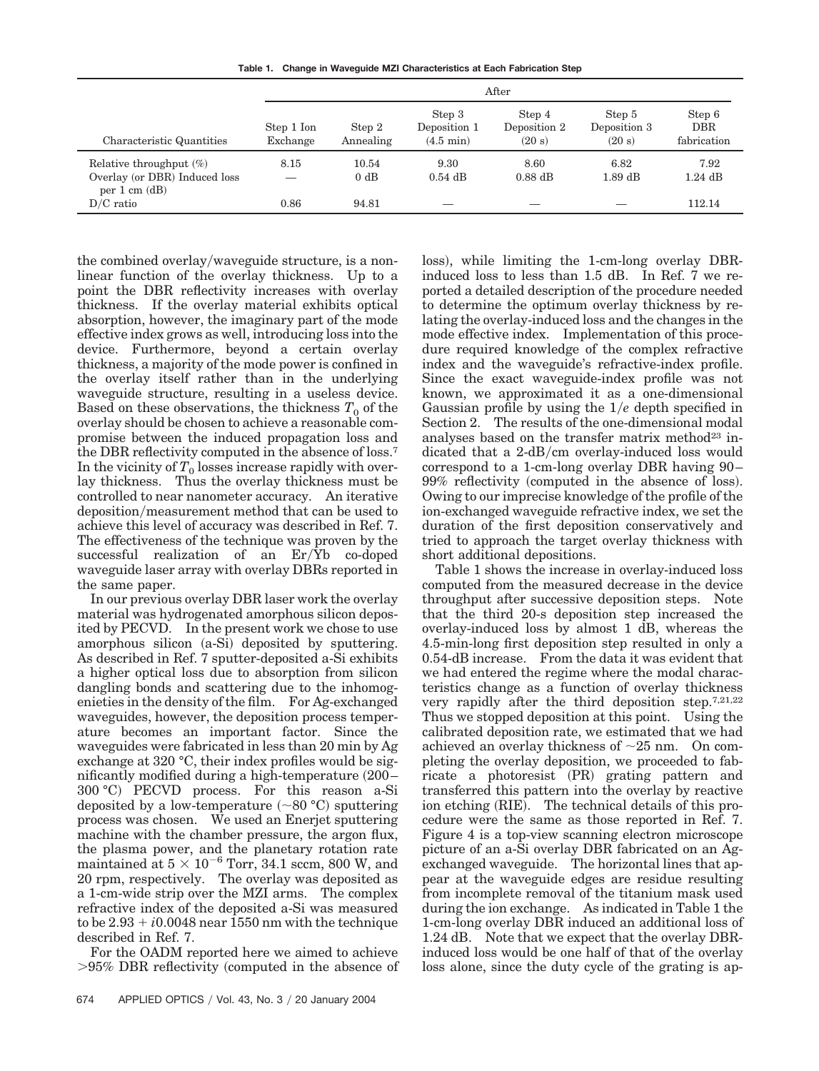**Table 1. Change in Waveguide MZI Characteristics at Each Fabrication Step**

| | After | | | | | |
|---|---|---|---|---|---|---|
| Characteristic Quantities | Step 1 Ion Exchange | Step 2 Annealing | Step 3 Deposition 1 (4.5 min) | Step 4 Deposition 2 (20 s) | Step 5 Deposition 3 (20 s) | Step 6 DBR fabrication |
| Relative throughput (%) | 8.15 | 10.54 | 9.30 | 8.60 | 6.82 | 7.92 |
| Overlay (or DBR) Induced loss per 1 cm (dB) | — | 0 dB | 0.54 dB | 0.88 dB | 1.89 dB | 1.24 dB |
| D/C ratio | 0.86 | 94.81 | — | — | — | 112.14 |

the combined overlay/waveguide structure, is a nonlinear function of the overlay thickness. Up to a point the DBR reflectivity increases with overlay thickness. If the overlay material exhibits optical absorption, however, the imaginary part of the mode effective index grows as well, introducing loss into the device. Furthermore, beyond a certain overlay thickness, a majority of the mode power is confined in the overlay itself rather than in the underlying waveguide structure, resulting in a useless device. Based on these observations, the thickness $T_0$ of the overlay should be chosen to achieve a reasonable compromise between the induced propagation loss and the DBR reflectivity computed in the absence of loss.[7] In the vicinity of $T_0$ losses increase rapidly with overlay thickness. Thus the overlay thickness must be controlled to near nanometer accuracy. An iterative deposition/measurement method that can be used to achieve this level of accuracy was described in Ref. 7. The effectiveness of the technique was proven by the successful realization of an Er/Yb co-doped waveguide laser array with overlay DBRs reported in the same paper.

In our previous overlay DBR laser work the overlay material was hydrogenated amorphous silicon deposited by PECVD. In the present work we chose to use amorphous silicon (a-Si) deposited by sputtering. As described in Ref. 7 sputter-deposited a-Si exhibits a higher optical loss due to absorption from silicon dangling bonds and scattering due to the inhomogeneities in the density of the film. For Ag-exchanged waveguides, however, the deposition process temperature becomes an important factor. Since the waveguides were fabricated in less than 20 min by Ag exchange at 320 °C, their index profiles would be significantly modified during a high-temperature (200–300 °C) PECVD process. For this reason a-Si deposited by a low-temperature (~80 °C) sputtering process was chosen. We used an Enerjet sputtering machine with the chamber pressure, the argon flux, the plasma power, and the planetary rotation rate maintained at $5 \times 10^{-6}$ Torr, 34.1 sccm, 800 W, and 20 rpm, respectively. The overlay was deposited as a 1-cm-wide strip over the MZI arms. The complex refractive index of the deposited a-Si was measured to be $2.93 + i0.0048$ near 1550 nm with the technique described in Ref. 7.

For the OADM reported here we aimed to achieve >95% DBR reflectivity (computed in the absence of loss), while limiting the 1-cm-long overlay DBR-induced loss to less than 1.5 dB. In Ref. 7 we reported a detailed description of the procedure needed to determine the optimum overlay thickness by relating the overlay-induced loss and the changes in the mode effective index. Implementation of this procedure required knowledge of the complex refractive index and the waveguide's refractive-index profile. Since the exact waveguide-index profile was not known, we approximated it as a one-dimensional Gaussian profile by using the $1/e$ depth specified in Section 2. The results of the one-dimensional modal analyses based on the transfer matrix method[23] indicated that a 2-dB/cm overlay-induced loss would correspond to a 1-cm-long overlay DBR having 90–99% reflectivity (computed in the absence of loss). Owing to our imprecise knowledge of the profile of the ion-exchanged waveguide refractive index, we set the duration of the first deposition conservatively and tried to approach the target overlay thickness with short additional depositions.

Table 1 shows the increase in overlay-induced loss computed from the measured decrease in the device throughput after successive deposition steps. Note that the third 20-s deposition step increased the overlay-induced loss by almost 1 dB, whereas the 4.5-min-long first deposition step resulted in only a 0.54-dB increase. From the data it was evident that we had entered the regime where the modal characteristics change as a function of overlay thickness very rapidly after the third deposition step.[7,21,22] Thus we stopped deposition at this point. Using the calibrated deposition rate, we estimated that we had achieved an overlay thickness of ~25 nm. On completing the overlay deposition, we proceeded to fabricate a photoresist (PR) grating pattern and transferred this pattern into the overlay by reactive ion etching (RIE). The technical details of this procedure were the same as those reported in Ref. 7. Figure 4 is a top-view scanning electron microscope picture of an a-Si overlay DBR fabricated on an Ag-exchanged waveguide. The horizontal lines that appear at the waveguide edges are residue resulting from incomplete removal of the titanium mask used during the ion exchange. As indicated in Table 1 the 1-cm-long overlay DBR induced an additional loss of 1.24 dB. Note that we expect that the overlay DBR-induced loss would be one half of that of the overlay loss alone, since the duty cycle of the grating is ap-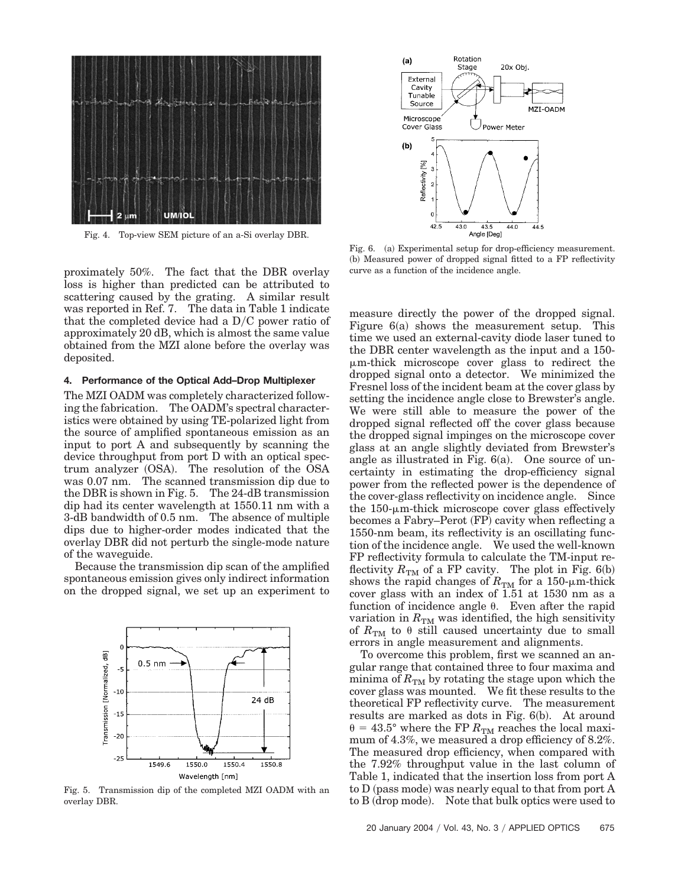Fig. 4. Top-view SEM picture of an a-Si overlay DBR.

proximately 50%. The fact that the DBR overlay loss is higher than predicted can be attributed to scattering caused by the grating. A similar result was reported in Ref. 7. The data in Table 1 indicate that the completed device had a D/C power ratio of approximately 20 dB, which is almost the same value obtained from the MZI alone before the overlay was deposited.

## 4. Performance of the Optical Add–Drop Multiplexer

The MZI OADM was completely characterized following the fabrication. The OADM's spectral characteristics were obtained by using TE-polarized light from the source of amplified spontaneous emission as an input to port A and subsequently by scanning the device throughput from port D with an optical spectrum analyzer (OSA). The resolution of the OSA was 0.07 nm. The scanned transmission dip due to the DBR is shown in Fig. 5. The 24-dB transmission dip had its center wavelength at 1550.11 nm with a 3-dB bandwidth of 0.5 nm. The absence of multiple dips due to higher-order modes indicated that the overlay DBR did not perturb the single-mode nature of the waveguide.

Because the transmission dip scan of the amplified spontaneous emission gives only indirect information on the dropped signal, we set up an experiment to measure directly the power of the dropped signal. Figure 6(a) shows the measurement setup. This time we used an external-cavity diode laser tuned to the DBR center wavelength as the input and a 150-μm-thick microscope cover glass to redirect the dropped signal onto a detector. We minimized the Fresnel loss of the incident beam at the cover glass by setting the incidence angle close to Brewster's angle. We were still able to measure the power of the dropped signal reflected off the cover glass because the dropped signal impinges on the microscope cover glass at an angle slightly deviated from Brewster's angle as illustrated in Fig. 6(a). One source of uncertainty in estimating the drop-efficiency signal power from the reflected power is the dependence of the cover-glass reflectivity on incidence angle. Since the 150-μm-thick microscope cover glass effectively becomes a Fabry–Perot (FP) cavity when reflecting a 1550-nm beam, its reflectivity is an oscillating function of the incidence angle. We used the well-known FP reflectivity formula to calculate the TM-input reflectivity $R_{TM}$ of a FP cavity. The plot in Fig. 6(b) shows the rapid changes of $R_{TM}$ for a 150-μm-thick cover glass with an index of 1.51 at 1530 nm as a function of incidence angle θ. Even after the rapid variation in $R_{TM}$ was identified, the high sensitivity of $R_{TM}$ to θ still caused uncertainty due to small errors in angle measurement and alignments.

Fig. 5. Transmission dip of the completed MZI OADM with an overlay DBR.

Fig. 6. (a) Experimental setup for drop-efficiency measurement. (b) Measured power of dropped signal fitted to a FP reflectivity curve as a function of the incidence angle.

To overcome this problem, first we scanned an angular range that contained three to four maxima and minima of $R_{TM}$ by rotating the stage upon which the cover glass was mounted. We fit these results to the theoretical FP reflectivity curve. The measurement results are marked as dots in Fig. 6(b). At around $\theta = 43.5°$ where the FP $R_{TM}$ reaches the local maximum of 4.3%, we measured a drop efficiency of 8.2%. The measured drop efficiency, when compared with the 7.92% throughput value in the last column of Table 1, indicated that the insertion loss from port A to D (pass mode) was nearly equal to that from port A to B (drop mode). Note that bulk optics were used to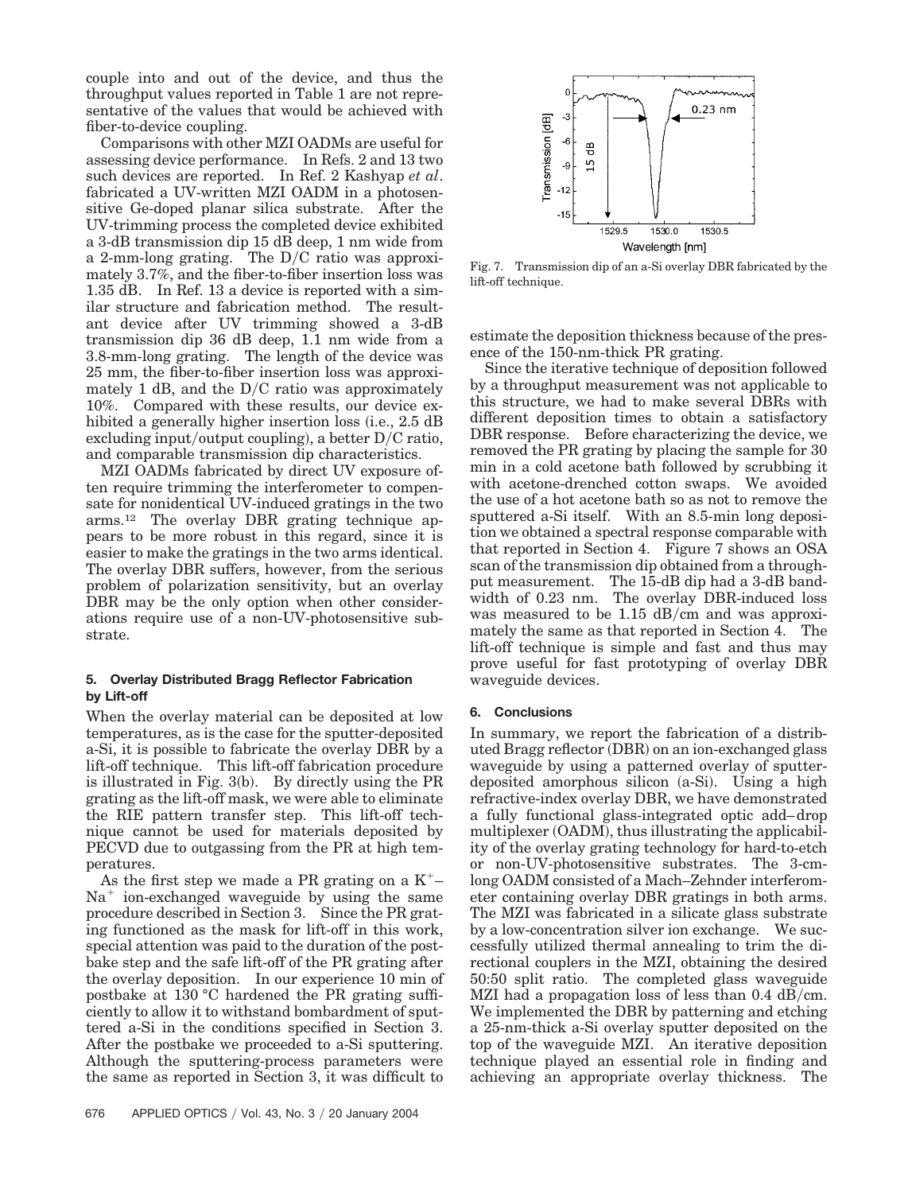couple into and out of the device, and thus the throughput values reported in Table 1 are not representative of the values that would be achieved with fiber-to-device coupling.

Comparisons with other MZI OADMs are useful for assessing device performance. In Refs. 2 and 13 two such devices are reported. In Ref. 2 Kashyap *et al*. fabricated a UV-written MZI OADM in a photosensitive Ge-doped planar silica substrate. After the UV-trimming process the completed device exhibited a 3-dB transmission dip 15 dB deep, 1 nm wide from a 2-mm-long grating. The D/C ratio was approximately 3.7%, and the fiber-to-fiber insertion loss was 1.35 dB. In Ref. 13 a device is reported with a similar structure and fabrication method. The resultant device after UV trimming showed a 3-dB transmission dip 36 dB deep, 1.1 nm wide from a 3.8-mm-long grating. The length of the device was 25 mm, the fiber-to-fiber insertion loss was approximately 1 dB, and the D/C ratio was approximately 10%. Compared with these results, our device exhibited a generally higher insertion loss (i.e., 2.5 dB excluding input/output coupling), a better D/C ratio, and comparable transmission dip characteristics.

MZI OADMs fabricated by direct UV exposure often require trimming the interferometer to compensate for nonidentical UV-induced gratings in the two arms.[12] The overlay DBR grating technique appears to be more robust in this regard, since it is easier to make the gratings in the two arms identical. The overlay DBR suffers, however, from the serious problem of polarization sensitivity, but an overlay DBR may be the only option when other considerations require use of a non-UV-photosensitive substrate.

### 5. Overlay Distributed Bragg Reflector Fabrication by Lift-off

When the overlay material can be deposited at low temperatures, as is the case for the sputter-deposited a-Si, it is possible to fabricate the overlay DBR by a lift-off technique. This lift-off fabrication procedure is illustrated in Fig. 3(b). By directly using the PR grating as the lift-off mask, we were able to eliminate the RIE pattern transfer step. This lift-off technique cannot be used for materials deposited by PECVD due to outgassing from the PR at high temperatures.

As the first step we made a PR grating on a $K^+$–$Na^+$ ion-exchanged waveguide by using the same procedure described in Section 3. Since the PR grating functioned as the mask for lift-off in this work, special attention was paid to the duration of the postbake step and the safe lift-off of the PR grating after the overlay deposition. In our experience 10 min of postbake at 130 °C hardened the PR grating sufficiently to allow it to withstand bombardment of sputtered a-Si in the conditions specified in Section 3. After the postbake we proceeded to a-Si sputtering. Although the sputtering-process parameters were the same as reported in Section 3, it was difficult to estimate the deposition thickness because of the presence of the 150-nm-thick PR grating.

Fig. 7. Transmission dip of an a-Si overlay DBR fabricated by the lift-off technique.

Since the iterative technique of deposition followed by a throughput measurement was not applicable to this structure, we had to make several DBRs with different deposition times to obtain a satisfactory DBR response. Before characterizing the device, we removed the PR grating by placing the sample for 30 min in a cold acetone bath followed by scrubbing it with acetone-drenched cotton swaps. We avoided the use of a hot acetone bath so as not to remove the sputtered a-Si itself. With an 8.5-min long deposition we obtained a spectral response comparable with that reported in Section 4. Figure 7 shows an OSA scan of the transmission dip obtained from a throughput measurement. The 15-dB dip had a 3-dB bandwidth of 0.23 nm. The overlay DBR-induced loss was measured to be 1.15 dB/cm and was approximately the same as that reported in Section 4. The lift-off technique is simple and fast and thus may prove useful for fast prototyping of overlay DBR waveguide devices.

### 6. Conclusions

In summary, we report the fabrication of a distributed Bragg reflector (DBR) on an ion-exchanged glass waveguide by using a patterned overlay of sputter-deposited amorphous silicon (a-Si). Using a high refractive-index overlay DBR, we have demonstrated a fully functional glass-integrated optic add–drop multiplexer (OADM), thus illustrating the applicability of the overlay grating technology for hard-to-etch or non-UV-photosensitive substrates. The 3-cm-long OADM consisted of a Mach–Zehnder interferometer containing overlay DBR gratings in both arms. The MZI was fabricated in a silicate glass substrate by a low-concentration silver ion exchange. We successfully utilized thermal annealing to trim the directional couplers in the MZI, obtaining the desired 50:50 split ratio. The completed glass waveguide MZI had a propagation loss of less than 0.4 dB/cm. We implemented the DBR by patterning and etching a 25-nm-thick a-Si overlay sputter deposited on the top of the waveguide MZI. An iterative deposition technique played an essential role in finding and achieving an appropriate overlay thickness. The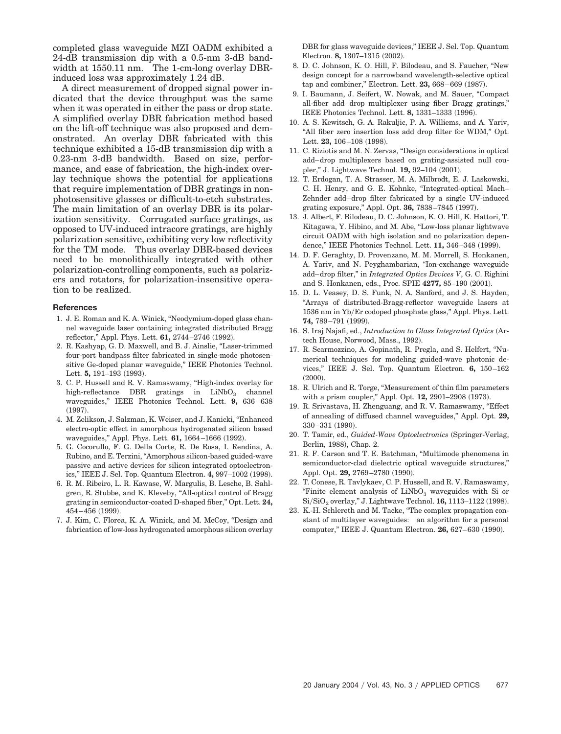completed glass waveguide MZI OADM exhibited a 24-dB transmission dip with a 0.5-nm 3-dB bandwidth at 1550.11 nm. The 1-cm-long overlay DBR-induced loss was approximately 1.24 dB.

A direct measurement of dropped signal power indicated that the device throughput was the same when it was operated in either the pass or drop state. A simplified overlay DBR fabrication method based on the lift-off technique was also proposed and demonstrated. An overlay DBR fabricated with this technique exhibited a 15-dB transmission dip with a 0.23-nm 3-dB bandwidth. Based on size, performance, and ease of fabrication, the high-index overlay technique shows the potential for applications that require implementation of DBR gratings in nonphotosensitive glasses or difficult-to-etch substrates. The main limitation of an overlay DBR is its polarization sensitivity. Corrugated surface gratings, as opposed to UV-induced intracore gratings, are highly polarization sensitive, exhibiting very low reflectivity for the TM mode. Thus overlay DBR-based devices need to be monolithically integrated with other polarization-controlling components, such as polarizers and rotators, for polarization-insensitive operation to be realized.

## References

1. J. E. Roman and K. A. Winick, "Neodymium-doped glass channel waveguide laser containing integrated distributed Bragg reflector," Appl. Phys. Lett. **61,** 2744–2746 (1992).
2. R. Kashyap, G. D. Maxwell, and B. J. Ainslie, "Laser-trimmed four-port bandpass filter fabricated in single-mode photosensitive Ge-doped planar waveguide," IEEE Photonics Technol. Lett. **5,** 191–193 (1993).
3. C. P. Hussell and R. V. Ramaswamy, "High-index overlay for high-reflectance DBR gratings in $LiNbO_3$ channel waveguides," IEEE Photonics Technol. Lett. **9,** 636–638 (1997).
4. M. Zelikson, J. Salzman, K. Weiser, and J. Kanicki, "Enhanced electro-optic effect in amorphous hydrogenated silicon based waveguides," Appl. Phys. Lett. **61,** 1664–1666 (1992).
5. G. Cocorullo, F. G. Della Corte, R. De Rosa, I. Rendina, A. Rubino, and E. Terzini, "Amorphous silicon-based guided-wave passive and active devices for silicon integrated optoelectronics," IEEE J. Sel. Top. Quantum Electron. **4,** 997–1002 (1998).
6. R. M. Ribeiro, L. R. Kawase, W. Margulis, B. Lesche, B. Sahlgren, R. Stubbe, and K. Kleveby, "All-optical control of Bragg grating in semiconductor-coated D-shaped fiber," Opt. Lett. **24,** 454–456 (1999).
7. J. Kim, C. Florea, K. A. Winick, and M. McCoy, "Design and fabrication of low-loss hydrogenated amorphous silicon overlay DBR for glass waveguide devices," IEEE J. Sel. Top. Quantum Electron. **8,** 1307–1315 (2002).
8. D. C. Johnson, K. O. Hill, F. Bilodeau, and S. Faucher, "New design concept for a narrowband wavelength-selective optical tap and combiner," Electron. Lett. **23,** 668–669 (1987).
9. I. Baumann, J. Seifert, W. Nowak, and M. Sauer, "Compact all-fiber add–drop multiplexer using fiber Bragg gratings," IEEE Photonics Technol. Lett. **8,** 1331–1333 (1996).
10. A. S. Kewitsch, G. A. Rakuljic, P. A. Williems, and A. Yariv, "All fiber zero insertion loss add drop filter for WDM," Opt. Lett. **23,** 106–108 (1998).
11. C. Riziotis and M. N. Zervas, "Design considerations in optical add–drop multiplexers based on grating-assisted null coupler," J. Lightwave Technol. **19,** 92–104 (2001).
12. T. Erdogan, T. A. Strasser, M. A. Milbrodt, E. J. Laskowski, C. H. Henry, and G. E. Kohnke, "Integrated-optical Mach–Zehnder add–drop filter fabricated by a single UV-induced grating exposure," Appl. Opt. **36,** 7838–7845 (1997).
13. J. Albert, F. Bilodeau, D. C. Johnson, K. O. Hill, K. Hattori, T. Kitagawa, Y. Hibino, and M. Abe, "Low-loss planar lightwave circuit OADM with high isolation and no polarization dependence," IEEE Photonics Technol. Lett. **11,** 346–348 (1999).
14. D. F. Geraghty, D. Provenzano, M. M. Morrell, S. Honkanen, A. Yariv, and N. Peyghambarian, "Ion-exchange waveguide add–drop filter," in *Integrated Optics Devices V*, G. C. Righini and S. Honkanen, eds., Proc. SPIE **4277,** 85–190 (2001).
15. D. L. Veasey, D. S. Funk, N. A. Sanford, and J. S. Hayden, "Arrays of distributed-Bragg-reflector waveguide lasers at 1536 nm in Yb/Er codoped phosphate glass," Appl. Phys. Lett. **74,** 789–791 (1999).
16. S. Iraj Najafi, ed., *Introduction to Glass Integrated Optics* (Artech House, Norwood, Mass., 1992).
17. R. Scarmozzino, A. Gopinath, R. Pregla, and S. Helfert, "Numerical techniques for modeling guided-wave photonic devices," IEEE J. Sel. Top. Quantum Electron. **6,** 150–162 (2000).
18. R. Ulrich and R. Torge, "Measurement of thin film parameters with a prism coupler," Appl. Opt. **12,** 2901–2908 (1973).
19. R. Srivastava, H. Zhenguang, and R. V. Ramaswamy, "Effect of annealing of diffused channel waveguides," Appl. Opt. **29,** 330–331 (1990).
20. T. Tamir, ed., *Guided-Wave Optoelectronics* (Springer-Verlag, Berlin, 1988), Chap. 2.
21. R. F. Carson and T. E. Batchman, "Multimode phenomena in semiconductor-clad dielectric optical waveguide structures," Appl. Opt. **29,** 2769–2780 (1990).
22. T. Conese, R. Tavlykaev, C. P. Hussell, and R. V. Ramaswamy, "Finite element analysis of $LiNbO_3$ waveguides with Si or $Si/SiO_2$ overlay," J. Lightwave Technol. **16,** 1113–1122 (1998).
23. K.-H. Schlereth and M. Tacke, "The complex propagation constant of multilayer waveguides: an algorithm for a personal computer," IEEE J. Quantum Electron. **26,** 627–630 (1990).